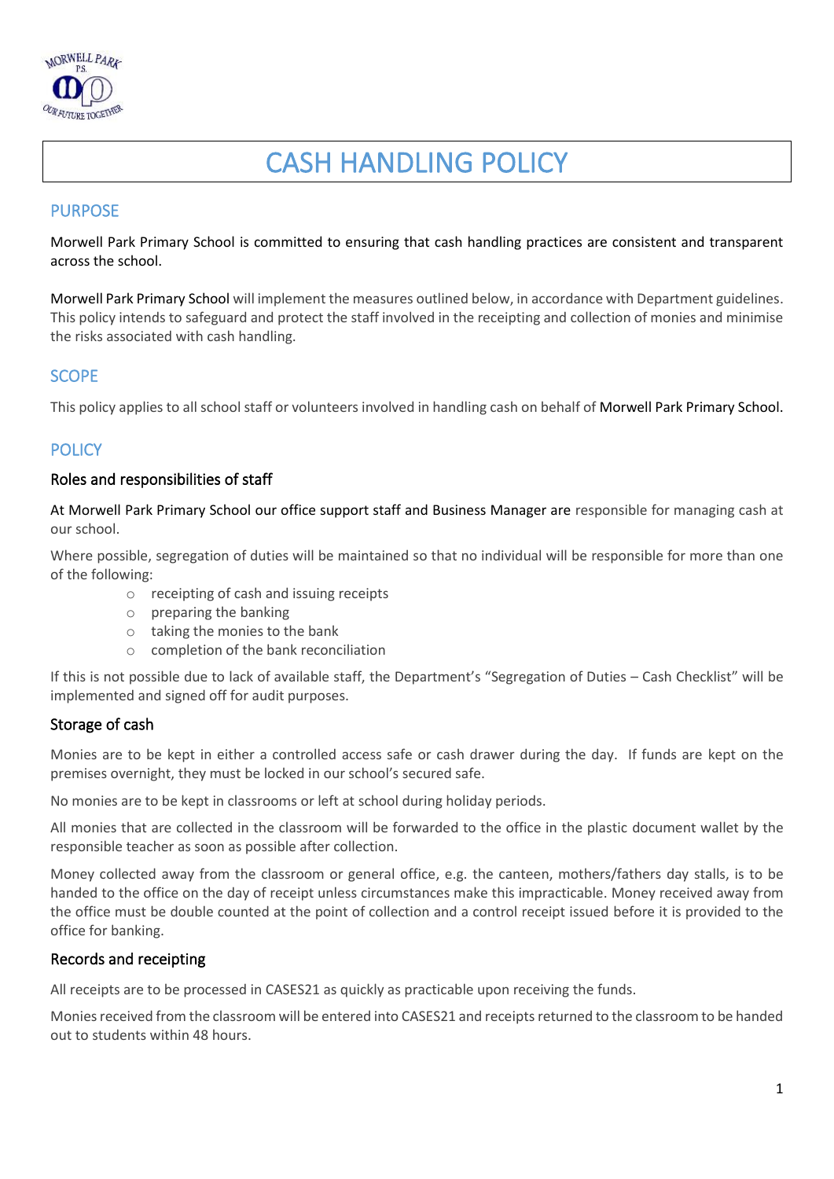# CASH HANDLING POLICY

## PURPOSE

Morwell Park Primary School is committed to ensuring that cash handling practices are consistent and transparent across the school.

Morwell Park Primary School will implement the measures outlined below, in accordance with Department guidelines. This policy intends to safeguard and protect the staff involved in the receipting and collection of monies and minimise the risks associated with cash handling.

## SCOPE

This policy applies to all school staff or volunteers involved in handling cash on behalf of Morwell Park Primary School.

## POLICY

### Roles and responsibilities of staff

At Morwell Park Primary School our office support staff and Business Manager are responsible for managing cash at our school.

Where possible, segregation of duties will be maintained so that no individual will be responsible for more than one of the following:

- receipting of cash and issuing receipts
- preparing the banking
- taking the monies to the bank
- completion of the bank reconciliation

If this is not possible due to lack of available staff, the Department's "Segregation of Duties – Cash Checklist" will be implemented and signed off for audit purposes.

### Storage of cash

Monies are to be kept in either a controlled access safe or cash drawer during the day. If funds are kept on the premises overnight, they must be locked in our school's secured safe.

No monies are to be kept in classrooms or left at school during holiday periods.

All monies that are collected in the classroom will be forwarded to the office in the plastic document wallet by the responsible teacher as soon as possible after collection.

Money collected away from the classroom or general office, e.g. the canteen, mothers/fathers day stalls, is to be handed to the office on the day of receipt unless circumstances make this impracticable. Money received away from the office must be double counted at the point of collection and a control receipt issued before it is provided to the office for banking.

### Records and receipting

All receipts are to be processed in CASES21 as quickly as practicable upon receiving the funds.

Monies received from the classroom will be entered into CASES21 and receipts returned to the classroom to be handed out to students within 48 hours.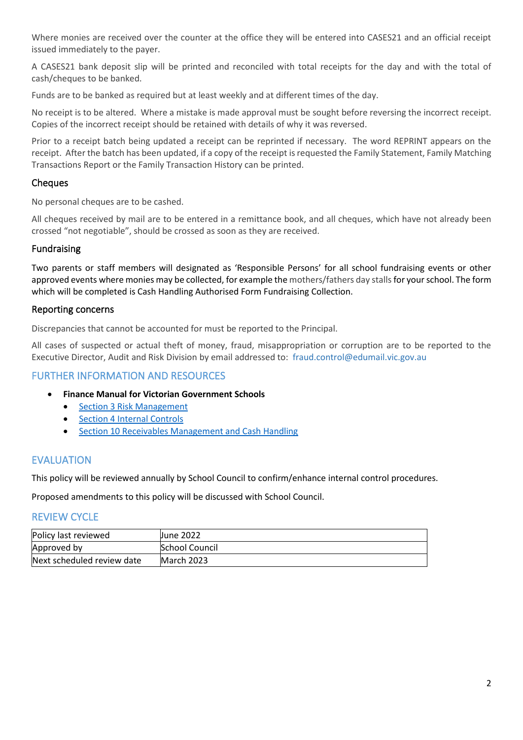Where monies are received over the counter at the office they will be entered into CASES21 and an official receipt issued immediately to the payer.

A CASES21 bank deposit slip will be printed and reconciled with total receipts for the day and with the total of cash/cheques to be banked.

Funds are to be banked as required but at least weekly and at different times of the day.

No receipt is to be altered. Where a mistake is made approval must be sought before reversing the incorrect receipt. Copies of the incorrect receipt should be retained with details of why it was reversed.

Prior to a receipt batch being updated a receipt can be reprinted if necessary. The word REPRINT appears on the receipt. After the batch has been updated, if a copy of the receipt is requested the Family Statement, Family Matching Transactions Report or the Family Transaction History can be printed.

### Cheques

No personal cheques are to be cashed.

All cheques received by mail are to be entered in a remittance book, and all cheques, which have not already been crossed "not negotiable", should be crossed as soon as they are received.

### Fundraising

Two parents or staff members will designated as 'Responsible Persons' for all school fundraising events or other approved events where monies may be collected, for example the mothers/fathers day stalls for your school. The form which will be completed is Cash Handling Authorised Form Fundraising Collection.

### Reporting concerns

Discrepancies that cannot be accounted for must be reported to the Principal.

All cases of suspected or actual theft of money, fraud, misappropriation or corruption are to be reported to the Executive Director, Audit and Risk Division by email addressed to: fraud.control@edumail.vic.gov.au

## FURTHER INFORMATION AND RESOURCES

- **Finance Manual for Victorian Government Schools**
  - Section 3 Risk Management
  - Section 4 Internal Controls
  - Section 10 Receivables Management and Cash Handling

## EVALUATION

This policy will be reviewed annually by School Council to confirm/enhance internal control procedures.

Proposed amendments to this policy will be discussed with School Council.

## REVIEW CYCLE

| | |
|---|---|
| Policy last reviewed | June 2022 |
| Approved by | School Council |
| Next scheduled review date | March 2023 |